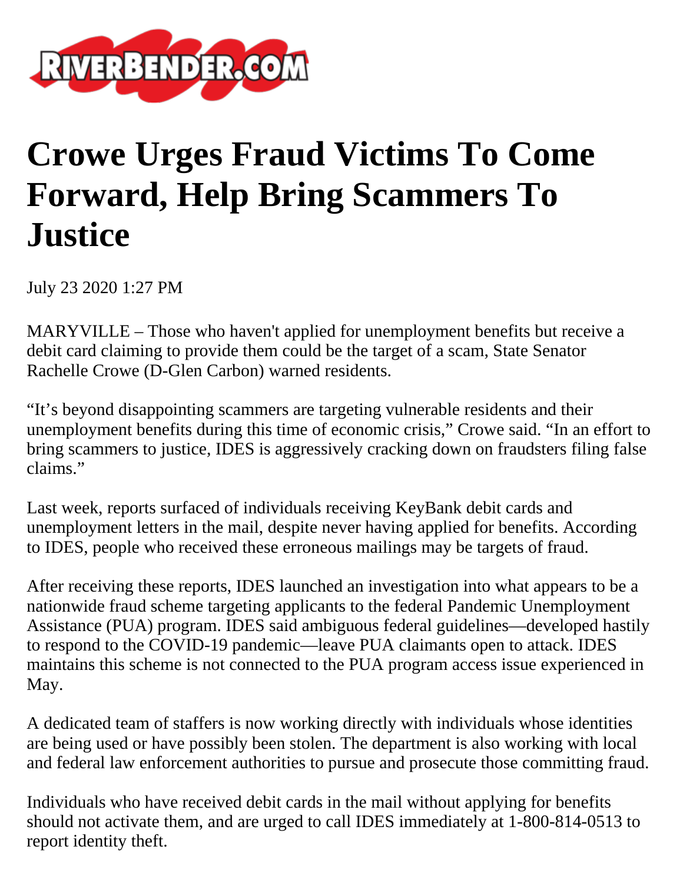# Crowe Urges Fraud Victims To Come Forward, Help Bring Scammers To Justice

July 23 2020 1:27 PM

MARYVILLE – Those who haven't applied for unemployment benefits but receive a debit card claiming to provide them could be the target of a scam, State Senator Rachelle Crowe (D-Glen Carbon) warned residents.

"It's beyond disappointing scammers are targeting vulnerable residents and their unemployment benefits during this time of economic crisis," Crowe said. "In an effort to bring scammers to justice, IDES is aggressively cracking down on fraudsters filing false claims."

Last week, reports surfaced of individuals receiving KeyBank debit cards and unemployment letters in the mail, despite never having applied for benefits. According to IDES, people who received these erroneous mailings may be targets of fraud.

After receiving these reports, IDES launched an investigation into what appears to be a nationwide fraud scheme targeting applicants to the federal Pandemic Unemployment Assistance (PUA) program. IDES said ambiguous federal guidelines—developed hastily to respond to the COVID-19 pandemic—leave PUA claimants open to attack. IDES maintains this scheme is not connected to the PUA program access issue experienced in May.

A dedicated team of staffers is now working directly with individuals whose identities are being used or have possibly been stolen. The department is also working with local and federal law enforcement authorities to pursue and prosecute those committing fraud.

Individuals who have received debit cards in the mail without applying for benefits should not activate them, and are urged to call IDES immediately at 1-800-814-0513 to report identity theft.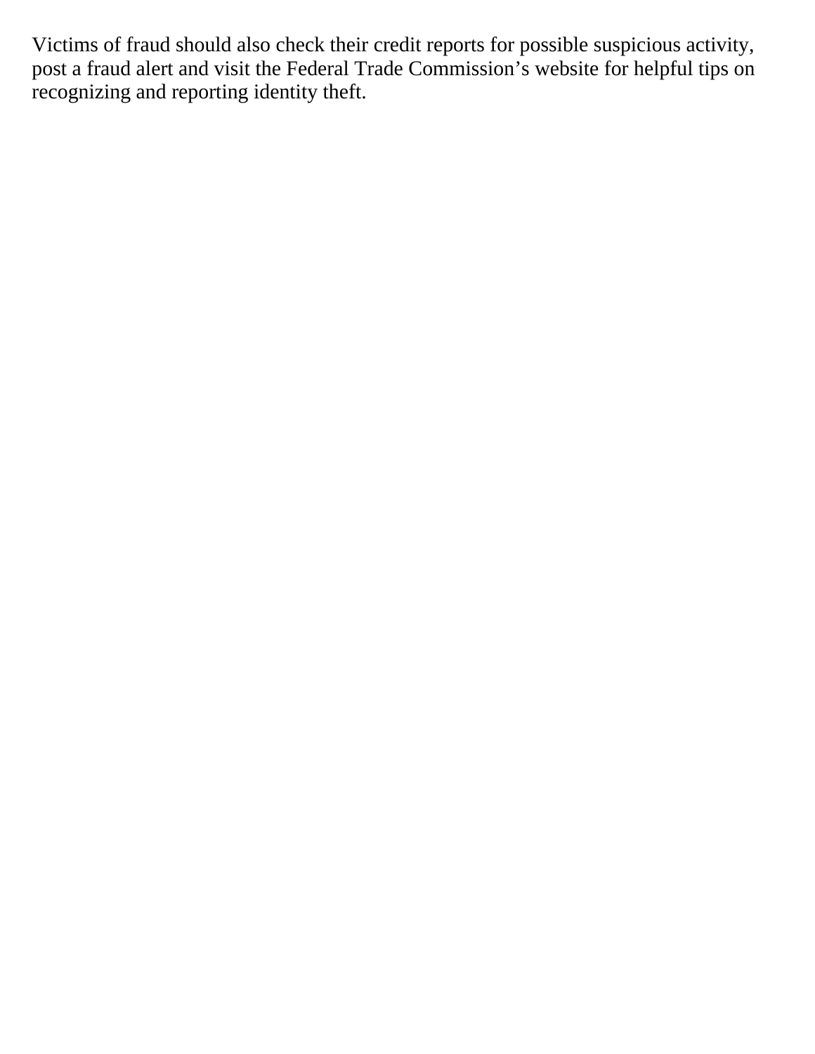Victims of fraud should also check their credit reports for possible suspicious activity, post a fraud alert and visit the Federal Trade Commission's website for helpful tips on recognizing and reporting identity theft.